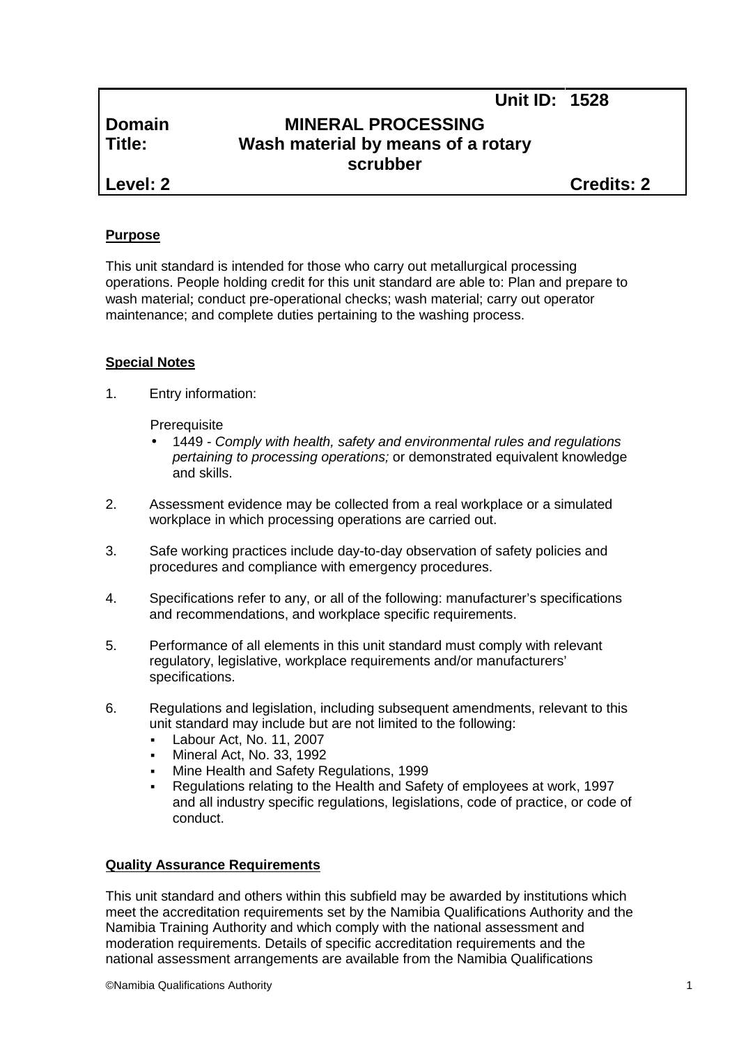| | | Unit ID: | 1528 |
|---|---|---|---|
| **Domain** | **MINERAL PROCESSING** | | |
| **Title:** | **Wash material by means of a rotary scrubber** | | |
| **Level: 2** | | | **Credits: 2** |

**Purpose**

This unit standard is intended for those who carry out metallurgical processing operations. People holding credit for this unit standard are able to: Plan and prepare to wash material; conduct pre-operational checks; wash material; carry out operator maintenance; and complete duties pertaining to the washing process.

**Special Notes**

1. Entry information:

   Prerequisite
   - 1449 - *Comply with health, safety and environmental rules and regulations pertaining to processing operations;* or demonstrated equivalent knowledge and skills.

2. Assessment evidence may be collected from a real workplace or a simulated workplace in which processing operations are carried out.

3. Safe working practices include day-to-day observation of safety policies and procedures and compliance with emergency procedures.

4. Specifications refer to any, or all of the following: manufacturer's specifications and recommendations, and workplace specific requirements.

5. Performance of all elements in this unit standard must comply with relevant regulatory, legislative, workplace requirements and/or manufacturers' specifications.

6. Regulations and legislation, including subsequent amendments, relevant to this unit standard may include but are not limited to the following:
   - Labour Act, No. 11, 2007
   - Mineral Act, No. 33, 1992
   - Mine Health and Safety Regulations, 1999
   - Regulations relating to the Health and Safety of employees at work, 1997 and all industry specific regulations, legislations, code of practice, or code of conduct.

**Quality Assurance Requirements**

This unit standard and others within this subfield may be awarded by institutions which meet the accreditation requirements set by the Namibia Qualifications Authority and the Namibia Training Authority and which comply with the national assessment and moderation requirements. Details of specific accreditation requirements and the national assessment arrangements are available from the Namibia Qualifications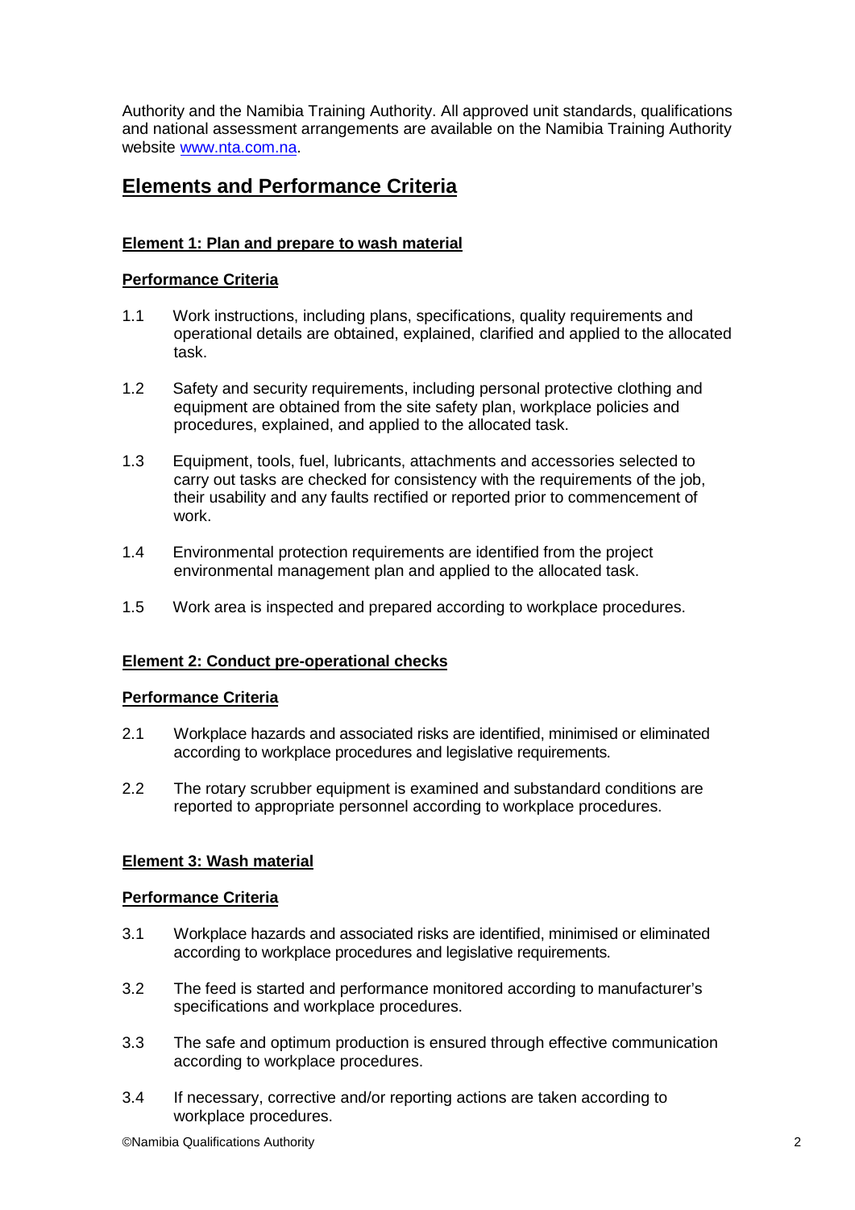Authority and the Namibia Training Authority. All approved unit standards, qualifications and national assessment arrangements are available on the Namibia Training Authority website [www.nta.com.na](http://www.nta.com.na).

## Elements and Performance Criteria

### Element 1: Plan and prepare to wash material

#### Performance Criteria

1.1 Work instructions, including plans, specifications, quality requirements and operational details are obtained, explained, clarified and applied to the allocated task.

1.2 Safety and security requirements, including personal protective clothing and equipment are obtained from the site safety plan, workplace policies and procedures, explained, and applied to the allocated task.

1.3 Equipment, tools, fuel, lubricants, attachments and accessories selected to carry out tasks are checked for consistency with the requirements of the job, their usability and any faults rectified or reported prior to commencement of work.

1.4 Environmental protection requirements are identified from the project environmental management plan and applied to the allocated task.

1.5 Work area is inspected and prepared according to workplace procedures.

### Element 2: Conduct pre-operational checks

#### Performance Criteria

2.1 Workplace hazards and associated risks are identified, minimised or eliminated according to workplace procedures and legislative requirements.

2.2 The rotary scrubber equipment is examined and substandard conditions are reported to appropriate personnel according to workplace procedures.

### Element 3: Wash material

#### Performance Criteria

3.1 Workplace hazards and associated risks are identified, minimised or eliminated according to workplace procedures and legislative requirements.

3.2 The feed is started and performance monitored according to manufacturer's specifications and workplace procedures.

3.3 The safe and optimum production is ensured through effective communication according to workplace procedures.

3.4 If necessary, corrective and/or reporting actions are taken according to workplace procedures.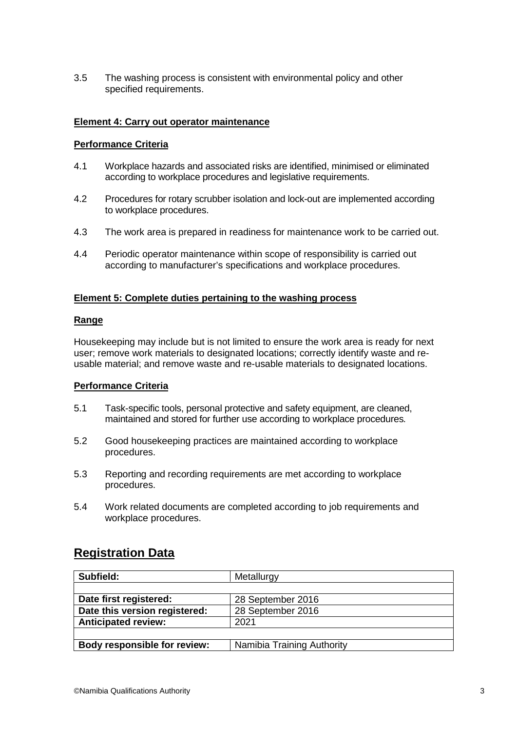3.5 The washing process is consistent with environmental policy and other specified requirements.

**Element 4: Carry out operator maintenance**

**Performance Criteria**

4.1 Workplace hazards and associated risks are identified, minimised or eliminated according to workplace procedures and legislative requirements.

4.2 Procedures for rotary scrubber isolation and lock-out are implemented according to workplace procedures.

4.3 The work area is prepared in readiness for maintenance work to be carried out.

4.4 Periodic operator maintenance within scope of responsibility is carried out according to manufacturer's specifications and workplace procedures.

**Element 5: Complete duties pertaining to the washing process**

**Range**

Housekeeping may include but is not limited to ensure the work area is ready for next user; remove work materials to designated locations; correctly identify waste and re-usable material; and remove waste and re-usable materials to designated locations.

**Performance Criteria**

5.1 Task-specific tools, personal protective and safety equipment, are cleaned, maintained and stored for further use according to workplace procedures.

5.2 Good housekeeping practices are maintained according to workplace procedures.

5.3 Reporting and recording requirements are met according to workplace procedures.

5.4 Work related documents are completed according to job requirements and workplace procedures.

## Registration Data

| | |
|---|---|
| **Subfield:** | Metallurgy |
| | |
| **Date first registered:** | 28 September 2016 |
| **Date this version registered:** | 28 September 2016 |
| **Anticipated review:** | 2021 |
| | |
| **Body responsible for review:** | Namibia Training Authority |